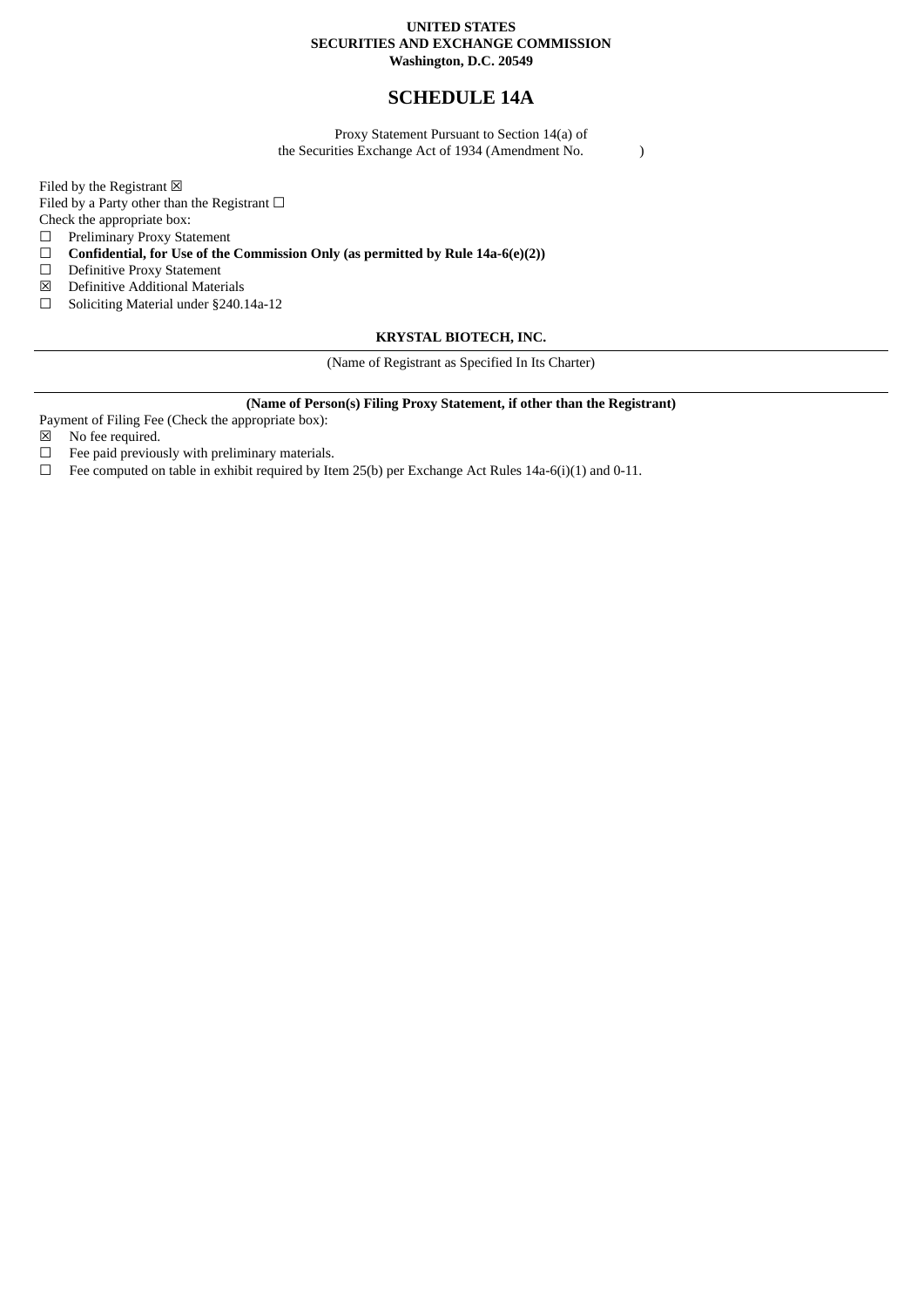**UNITED STATES**
**SECURITIES AND EXCHANGE COMMISSION**
**Washington, D.C. 20549**

# SCHEDULE 14A

Proxy Statement Pursuant to Section 14(a) of
the Securities Exchange Act of 1934 (Amendment No. )

Filed by the Registrant ☒
Filed by a Party other than the Registrant ☐
Check the appropriate box:

☐ Preliminary Proxy Statement
☐ **Confidential, for Use of the Commission Only (as permitted by Rule 14a-6(e)(2))**
☐ Definitive Proxy Statement
☒ Definitive Additional Materials
☐ Soliciting Material under §240.14a-12

**KRYSTAL BIOTECH, INC.**

(Name of Registrant as Specified In Its Charter)

**(Name of Person(s) Filing Proxy Statement, if other than the Registrant)**

Payment of Filing Fee (Check the appropriate box):

☒ No fee required.
☐ Fee paid previously with preliminary materials.
☐ Fee computed on table in exhibit required by Item 25(b) per Exchange Act Rules 14a-6(i)(1) and 0-11.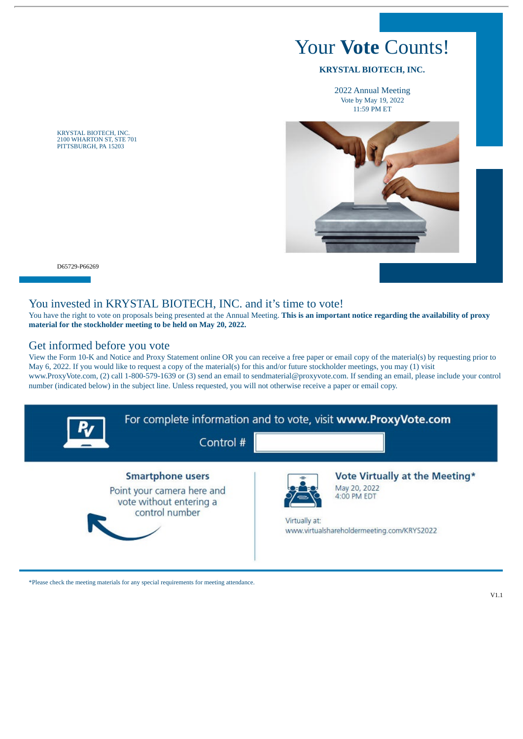# Your **Vote** Counts!

**KRYSTAL BIOTECH, INC.**

2022 Annual Meeting
Vote by May 19, 2022
11:59 PM ET

KRYSTAL BIOTECH, INC.
2100 WHARTON ST, STE 701
PITTSBURGH, PA 15203

D65729-P66269

## You invested in KRYSTAL BIOTECH, INC. and it's time to vote!

You have the right to vote on proposals being presented at the Annual Meeting. **This is an important notice regarding the availability of proxy material for the stockholder meeting to be held on May 20, 2022.**

## Get informed before you vote

View the Form 10-K and Notice and Proxy Statement online OR you can receive a free paper or email copy of the material(s) by requesting prior to May 6, 2022. If you would like to request a copy of the material(s) for this and/or future stockholder meetings, you may (1) visit www.ProxyVote.com, (2) call 1-800-579-1639 or (3) send an email to sendmaterial@proxyvote.com. If sending an email, please include your control number (indicated below) in the subject line. Unless requested, you will not otherwise receive a paper or email copy.

For complete information and to vote, visit **www.ProxyVote.com**

Control #

**Smartphone users**

Point your camera here and vote without entering a control number

**Vote Virtually at the Meeting***

May 20, 2022
4:00 PM EDT

Virtually at:
www.virtualshareholdermeeting.com/KRYS2022

*Please check the meeting materials for any special requirements for meeting attendance.

V1.1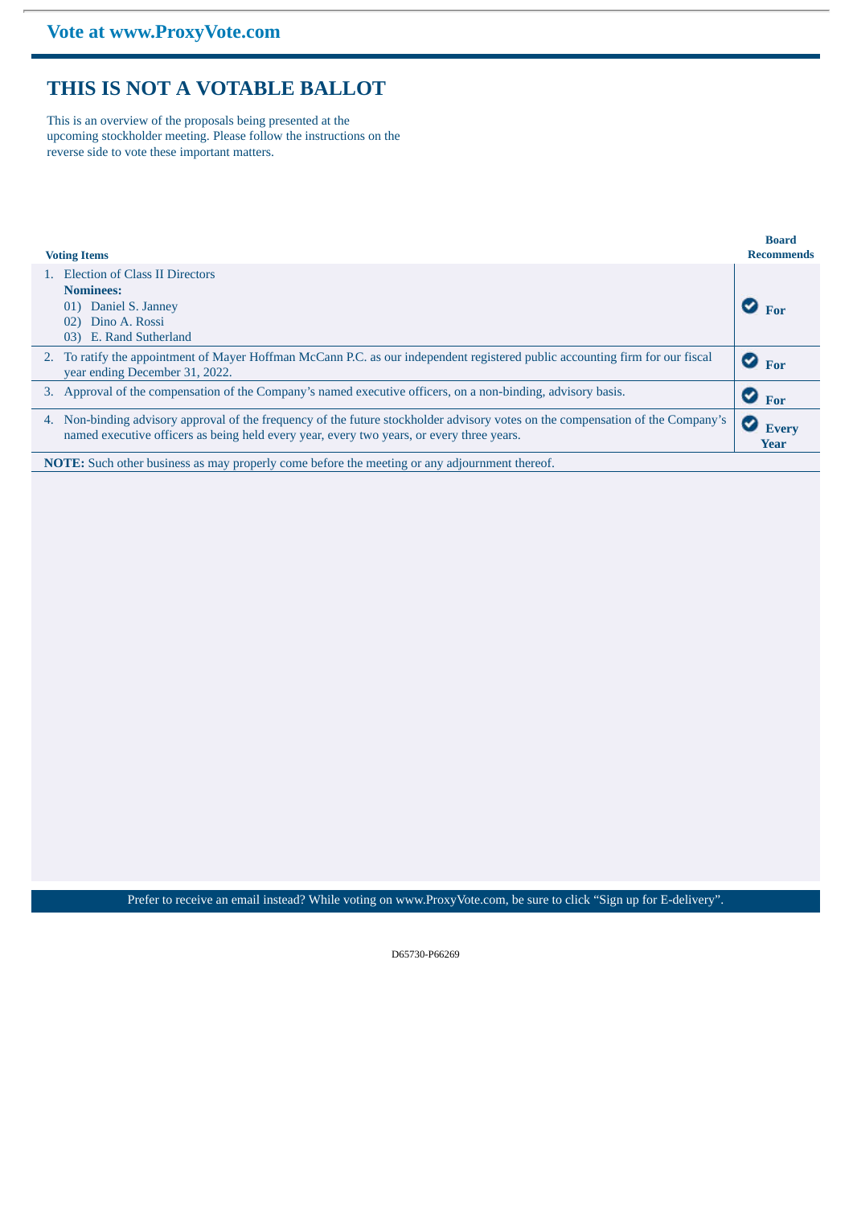**Vote at www.ProxyVote.com**

# THIS IS NOT A VOTABLE BALLOT

This is an overview of the proposals being presented at the upcoming stockholder meeting. Please follow the instructions on the reverse side to vote these important matters.

| Voting Items | Board Recommends |
|---|---|
| 1. Election of Class II Directors<br>**Nominees:**<br>01) Daniel S. Janney<br>02) Dino A. Rossi<br>03) E. Rand Sutherland | For |
| 2. To ratify the appointment of Mayer Hoffman McCann P.C. as our independent registered public accounting firm for our fiscal year ending December 31, 2022. | For |
| 3. Approval of the compensation of the Company's named executive officers, on a non-binding, advisory basis. | For |
| 4. Non-binding advisory approval of the frequency of the future stockholder advisory votes on the compensation of the Company's named executive officers as being held every year, every two years, or every three years. | Every Year |

**NOTE:** Such other business as may properly come before the meeting or any adjournment thereof.

Prefer to receive an email instead? While voting on www.ProxyVote.com, be sure to click "Sign up for E-delivery".

D65730-P66269